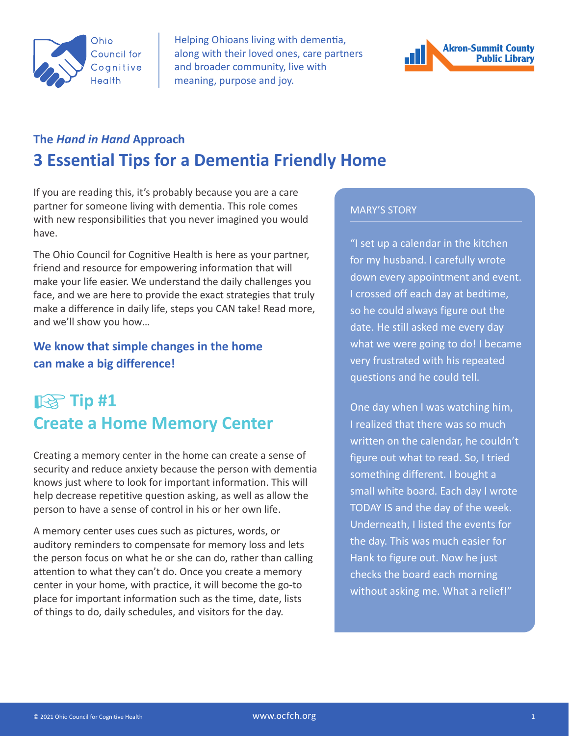Ohio Council for Cognitive Health

Helping Ohioans living with dementia, along with their loved ones, care partners and broader community, live with meaning, purpose and joy.

Akron-Summit County Public Library

### The *Hand in Hand* Approach

# 3 Essential Tips for a Dementia Friendly Home

If you are reading this, it's probably because you are a care partner for someone living with dementia. This role comes with new responsibilities that you never imagined you would have.

The Ohio Council for Cognitive Health is here as your partner, friend and resource for empowering information that will make your life easier. We understand the daily challenges you face, and we are here to provide the exact strategies that truly make a difference in daily life, steps you CAN take! Read more, and we'll show you how…

**We know that simple changes in the home can make a big difference!**

## ☞ Tip #1
## Create a Home Memory Center

Creating a memory center in the home can create a sense of security and reduce anxiety because the person with dementia knows just where to look for important information. This will help decrease repetitive question asking, as well as allow the person to have a sense of control in his or her own life.

A memory center uses cues such as pictures, words, or auditory reminders to compensate for memory loss and lets the person focus on what he or she can do, rather than calling attention to what they can't do. Once you create a memory center in your home, with practice, it will become the go-to place for important information such as the time, date, lists of things to do, daily schedules, and visitors for the day.

MARY'S STORY

"I set up a calendar in the kitchen for my husband. I carefully wrote down every appointment and event. I crossed off each day at bedtime, so he could always figure out the date. He still asked me every day what we were going to do! I became very frustrated with his repeated questions and he could tell.

One day when I was watching him, I realized that there was so much written on the calendar, he couldn't figure out what to read. So, I tried something different. I bought a small white board. Each day I wrote TODAY IS and the day of the week. Underneath, I listed the events for the day. This was much easier for Hank to figure out. Now he just checks the board each morning without asking me. What a relief!"

© 2021 Ohio Council for Cognitive Health www.ocfch.org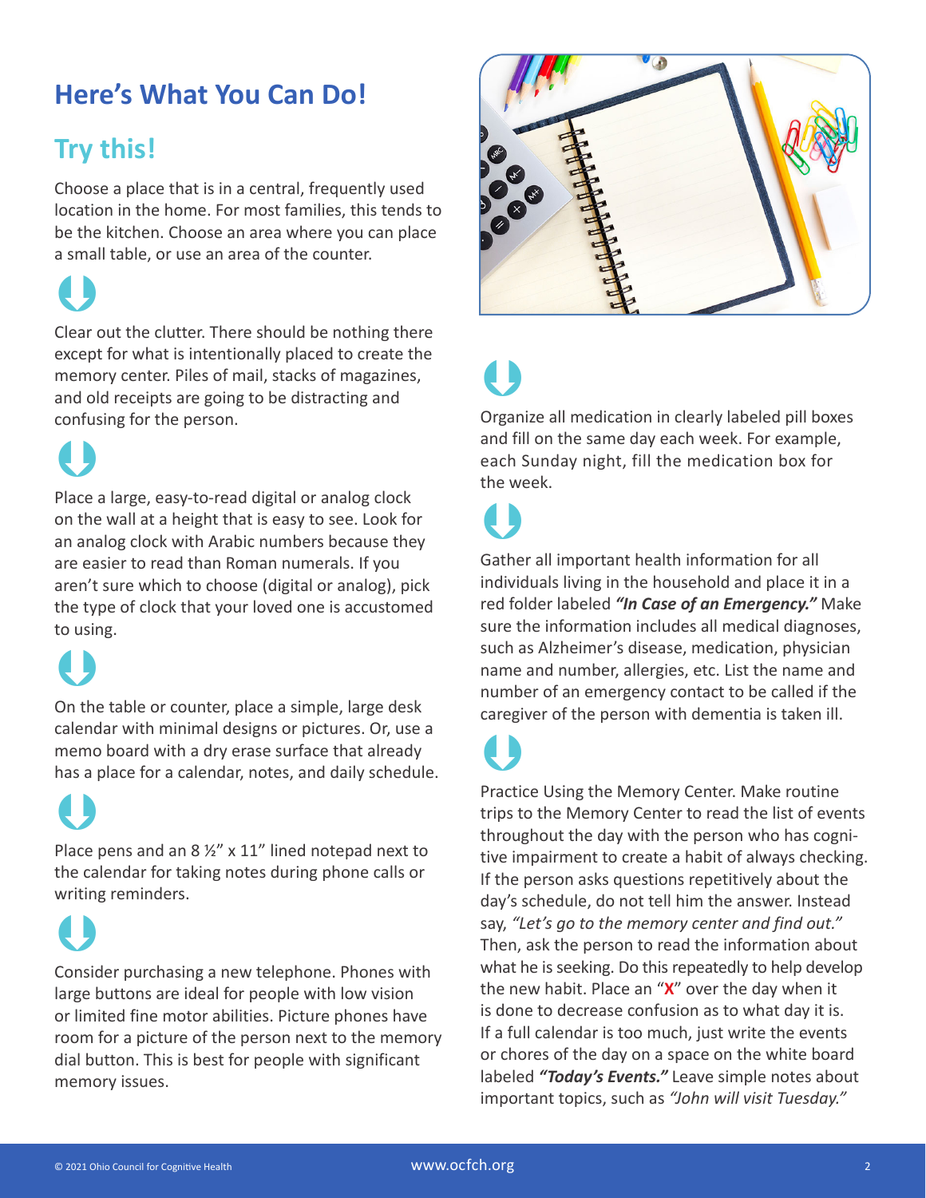# Here's What You Can Do!

## Try this!

Choose a place that is in a central, frequently used location in the home. For most families, this tends to be the kitchen. Choose an area where you can place a small table, or use an area of the counter.

Clear out the clutter. There should be nothing there except for what is intentionally placed to create the memory center. Piles of mail, stacks of magazines, and old receipts are going to be distracting and confusing for the person.

Place a large, easy-to-read digital or analog clock on the wall at a height that is easy to see. Look for an analog clock with Arabic numbers because they are easier to read than Roman numerals. If you aren't sure which to choose (digital or analog), pick the type of clock that your loved one is accustomed to using.

On the table or counter, place a simple, large desk calendar with minimal designs or pictures. Or, use a memo board with a dry erase surface that already has a place for a calendar, notes, and daily schedule.

Place pens and an 8 ½" x 11" lined notepad next to the calendar for taking notes during phone calls or writing reminders.

Consider purchasing a new telephone. Phones with large buttons are ideal for people with low vision or limited fine motor abilities. Picture phones have room for a picture of the person next to the memory dial button. This is best for people with significant memory issues.

Organize all medication in clearly labeled pill boxes and fill on the same day each week. For example, each Sunday night, fill the medication box for the week.

Gather all important health information for all individuals living in the household and place it in a red folder labeled ***"In Case of an Emergency."*** Make sure the information includes all medical diagnoses, such as Alzheimer's disease, medication, physician name and number, allergies, etc. List the name and number of an emergency contact to be called if the caregiver of the person with dementia is taken ill.

Practice Using the Memory Center. Make routine trips to the Memory Center to read the list of events throughout the day with the person who has cognitive impairment to create a habit of always checking. If the person asks questions repetitively about the day's schedule, do not tell him the answer. Instead say, *"Let's go to the memory center and find out."* Then, ask the person to read the information about what he is seeking. Do this repeatedly to help develop the new habit. Place an "**X**" over the day when it is done to decrease confusion as to what day it is. If a full calendar is too much, just write the events or chores of the day on a space on the white board labeled ***"Today's Events."*** Leave simple notes about important topics, such as *"John will visit Tuesday."*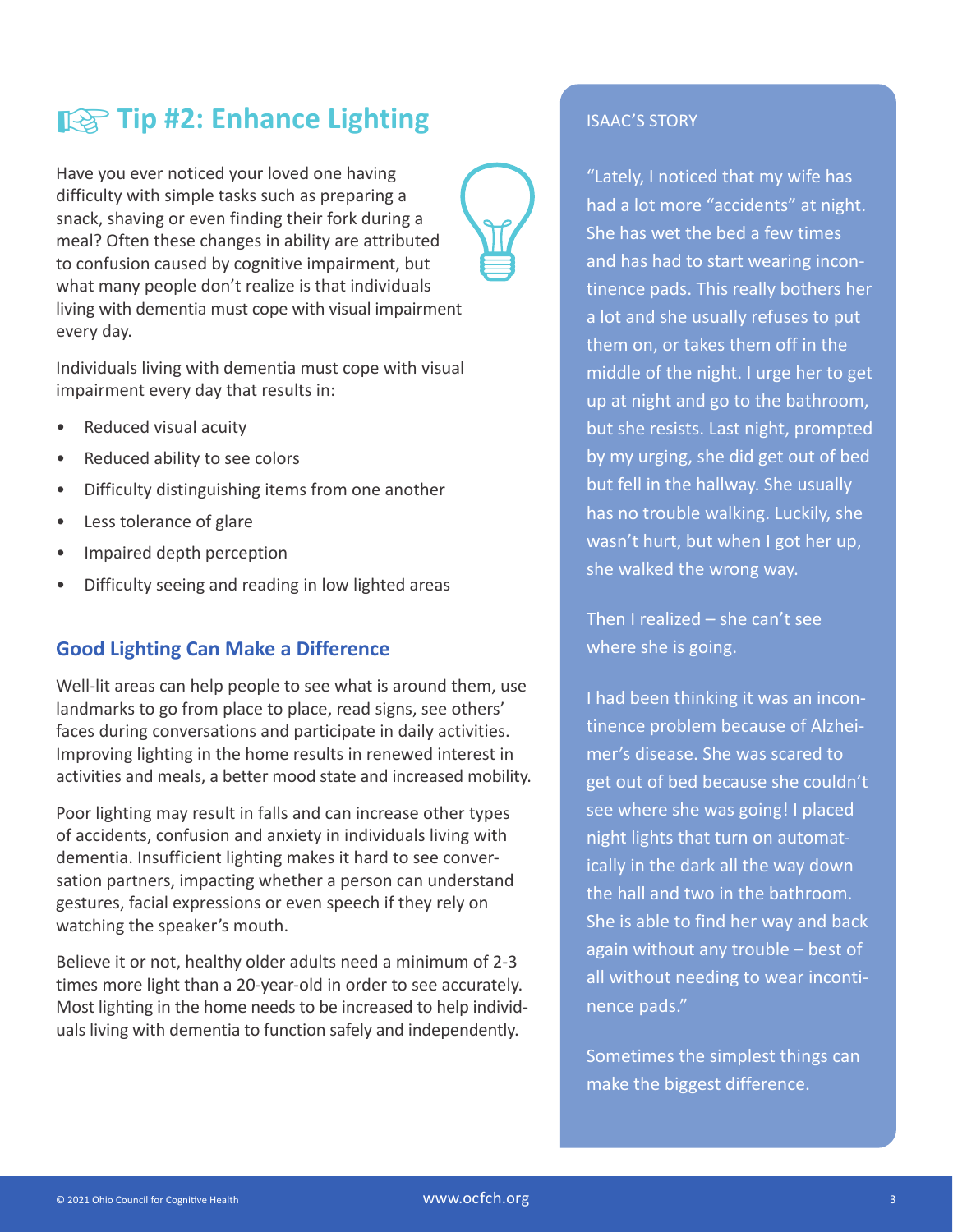## Tip #2: Enhance Lighting

Have you ever noticed your loved one having difficulty with simple tasks such as preparing a snack, shaving or even finding their fork during a meal? Often these changes in ability are attributed to confusion caused by cognitive impairment, but what many people don't realize is that individuals living with dementia must cope with visual impairment every day.

Individuals living with dementia must cope with visual impairment every day that results in:

- Reduced visual acuity
- Reduced ability to see colors
- Difficulty distinguishing items from one another
- Less tolerance of glare
- Impaired depth perception
- Difficulty seeing and reading in low lighted areas

### Good Lighting Can Make a Difference

Well-lit areas can help people to see what is around them, use landmarks to go from place to place, read signs, see others' faces during conversations and participate in daily activities. Improving lighting in the home results in renewed interest in activities and meals, a better mood state and increased mobility.

Poor lighting may result in falls and can increase other types of accidents, confusion and anxiety in individuals living with dementia. Insufficient lighting makes it hard to see conversation partners, impacting whether a person can understand gestures, facial expressions or even speech if they rely on watching the speaker's mouth.

Believe it or not, healthy older adults need a minimum of 2-3 times more light than a 20-year-old in order to see accurately. Most lighting in the home needs to be increased to help individuals living with dementia to function safely and independently.

### ISAAC'S STORY

"Lately, I noticed that my wife has had a lot more "accidents" at night. She has wet the bed a few times and has had to start wearing incontinence pads. This really bothers her a lot and she usually refuses to put them on, or takes them off in the middle of the night. I urge her to get up at night and go to the bathroom, but she resists. Last night, prompted by my urging, she did get out of bed but fell in the hallway. She usually has no trouble walking. Luckily, she wasn't hurt, but when I got her up, she walked the wrong way.

Then I realized – she can't see where she is going.

I had been thinking it was an incontinence problem because of Alzheimer's disease. She was scared to get out of bed because she couldn't see where she was going! I placed night lights that turn on automatically in the dark all the way down the hall and two in the bathroom. She is able to find her way and back again without any trouble – best of all without needing to wear incontinence pads."

Sometimes the simplest things can make the biggest difference.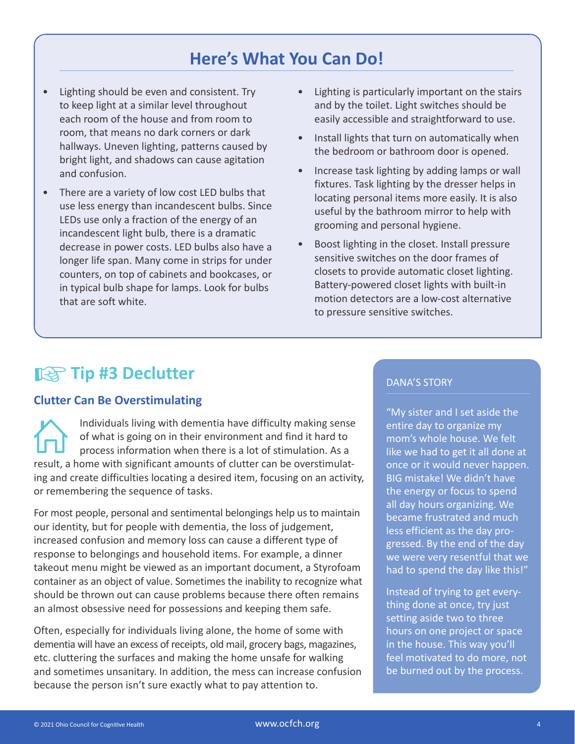## Here's What You Can Do!

- Lighting should be even and consistent. Try to keep light at a similar level throughout each room of the house and from room to room, that means no dark corners or dark hallways. Uneven lighting, patterns caused by bright light, and shadows can cause agitation and confusion.
- There are a variety of low cost LED bulbs that use less energy than incandescent bulbs. Since LEDs use only a fraction of the energy of an incandescent light bulb, there is a dramatic decrease in power costs. LED bulbs also have a longer life span. Many come in strips for under counters, on top of cabinets and bookcases, or in typical bulb shape for lamps. Look for bulbs that are soft white.
- Lighting is particularly important on the stairs and by the toilet. Light switches should be easily accessible and straightforward to use.
- Install lights that turn on automatically when the bedroom or bathroom door is opened.
- Increase task lighting by adding lamps or wall fixtures. Task lighting by the dresser helps in locating personal items more easily. It is also useful by the bathroom mirror to help with grooming and personal hygiene.
- Boost lighting in the closet. Install pressure sensitive switches on the door frames of closets to provide automatic closet lighting. Battery-powered closet lights with built-in motion detectors are a low-cost alternative to pressure sensitive switches.

## Tip #3 Declutter

### Clutter Can Be Overstimulating

Individuals living with dementia have difficulty making sense of what is going on in their environment and find it hard to process information when there is a lot of stimulation. As a result, a home with significant amounts of clutter can be overstimulating and create difficulties locating a desired item, focusing on an activity, or remembering the sequence of tasks.

For most people, personal and sentimental belongings help us to maintain our identity, but for people with dementia, the loss of judgement, increased confusion and memory loss can cause a different type of response to belongings and household items. For example, a dinner takeout menu might be viewed as an important document, a Styrofoam container as an object of value. Sometimes the inability to recognize what should be thrown out can cause problems because there often remains an almost obsessive need for possessions and keeping them safe.

Often, especially for individuals living alone, the home of some with dementia will have an excess of receipts, old mail, grocery bags, magazines, etc. cluttering the surfaces and making the home unsafe for walking and sometimes unsanitary. In addition, the mess can increase confusion because the person isn't sure exactly what to pay attention to.

### DANA'S STORY

"My sister and I set aside the entire day to organize my mom's whole house. We felt like we had to get it all done at once or it would never happen. BIG mistake! We didn't have the energy or focus to spend all day hours organizing. We became frustrated and much less efficient as the day progressed. By the end of the day we were very resentful that we had to spend the day like this!"

Instead of trying to get everything done at once, try just setting aside two to three hours on one project or space in the house. This way you'll feel motivated to do more, not be burned out by the process.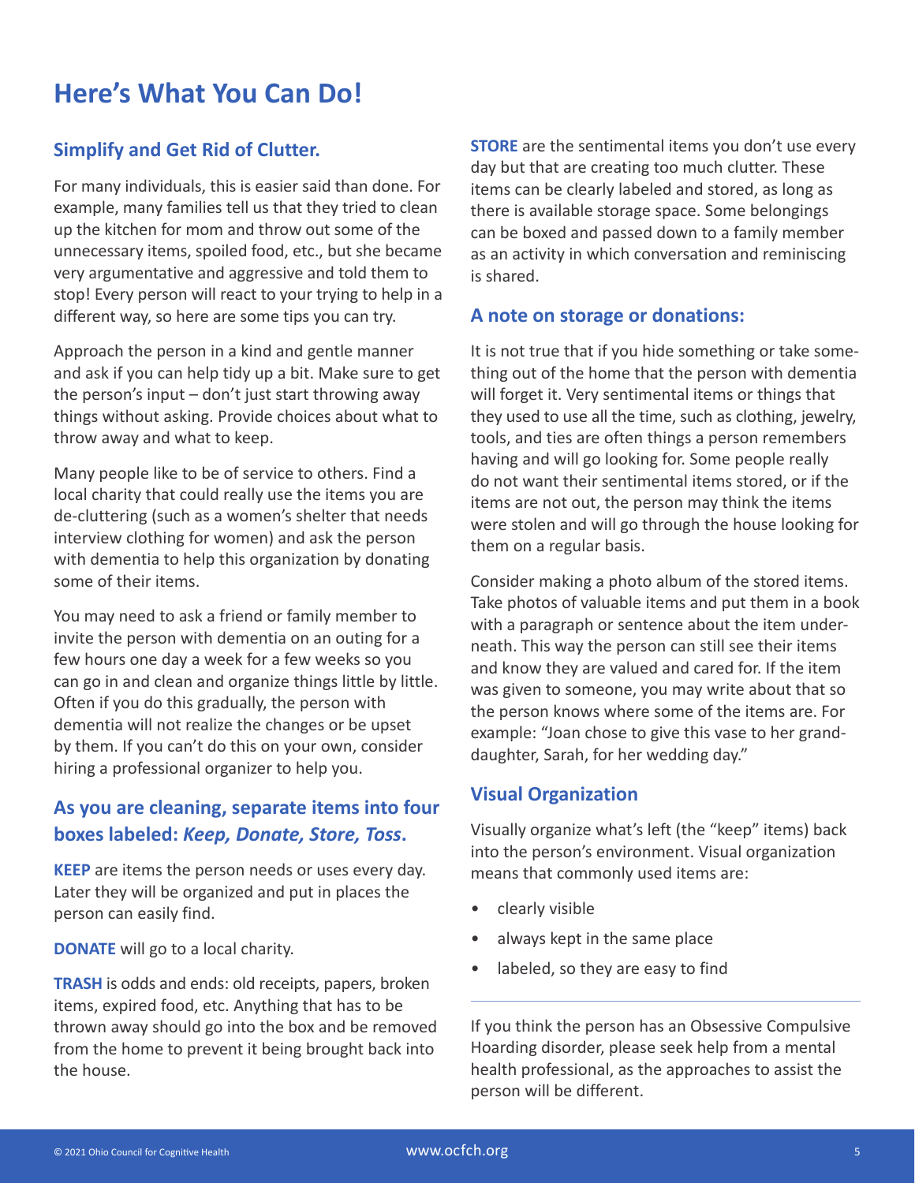# Here's What You Can Do!

## Simplify and Get Rid of Clutter.

For many individuals, this is easier said than done. For example, many families tell us that they tried to clean up the kitchen for mom and throw out some of the unnecessary items, spoiled food, etc., but she became very argumentative and aggressive and told them to stop! Every person will react to your trying to help in a different way, so here are some tips you can try.

Approach the person in a kind and gentle manner and ask if you can help tidy up a bit. Make sure to get the person's input – don't just start throwing away things without asking. Provide choices about what to throw away and what to keep.

Many people like to be of service to others. Find a local charity that could really use the items you are de-cluttering (such as a women's shelter that needs interview clothing for women) and ask the person with dementia to help this organization by donating some of their items.

You may need to ask a friend or family member to invite the person with dementia on an outing for a few hours one day a week for a few weeks so you can go in and clean and organize things little by little. Often if you do this gradually, the person with dementia will not realize the changes or be upset by them. If you can't do this on your own, consider hiring a professional organizer to help you.

## As you are cleaning, separate items into four boxes labeled: *Keep, Donate, Store, Toss*.

**KEEP** are items the person needs or uses every day. Later they will be organized and put in places the person can easily find.

**DONATE** will go to a local charity.

**TRASH** is odds and ends: old receipts, papers, broken items, expired food, etc. Anything that has to be thrown away should go into the box and be removed from the home to prevent it being brought back into the house.

**STORE** are the sentimental items you don't use every day but that are creating too much clutter. These items can be clearly labeled and stored, as long as there is available storage space. Some belongings can be boxed and passed down to a family member as an activity in which conversation and reminiscing is shared.

## A note on storage or donations:

It is not true that if you hide something or take something out of the home that the person with dementia will forget it. Very sentimental items or things that they used to use all the time, such as clothing, jewelry, tools, and ties are often things a person remembers having and will go looking for. Some people really do not want their sentimental items stored, or if the items are not out, the person may think the items were stolen and will go through the house looking for them on a regular basis.

Consider making a photo album of the stored items. Take photos of valuable items and put them in a book with a paragraph or sentence about the item underneath. This way the person can still see their items and know they are valued and cared for. If the item was given to someone, you may write about that so the person knows where some of the items are. For example: "Joan chose to give this vase to her granddaughter, Sarah, for her wedding day."

## Visual Organization

Visually organize what's left (the "keep" items) back into the person's environment. Visual organization means that commonly used items are:

- clearly visible
- always kept in the same place
- labeled, so they are easy to find

---

If you think the person has an Obsessive Compulsive Hoarding disorder, please seek help from a mental health professional, as the approaches to assist the person will be different.

© 2021 Ohio Council for Cognitive Health www.ocfch.org